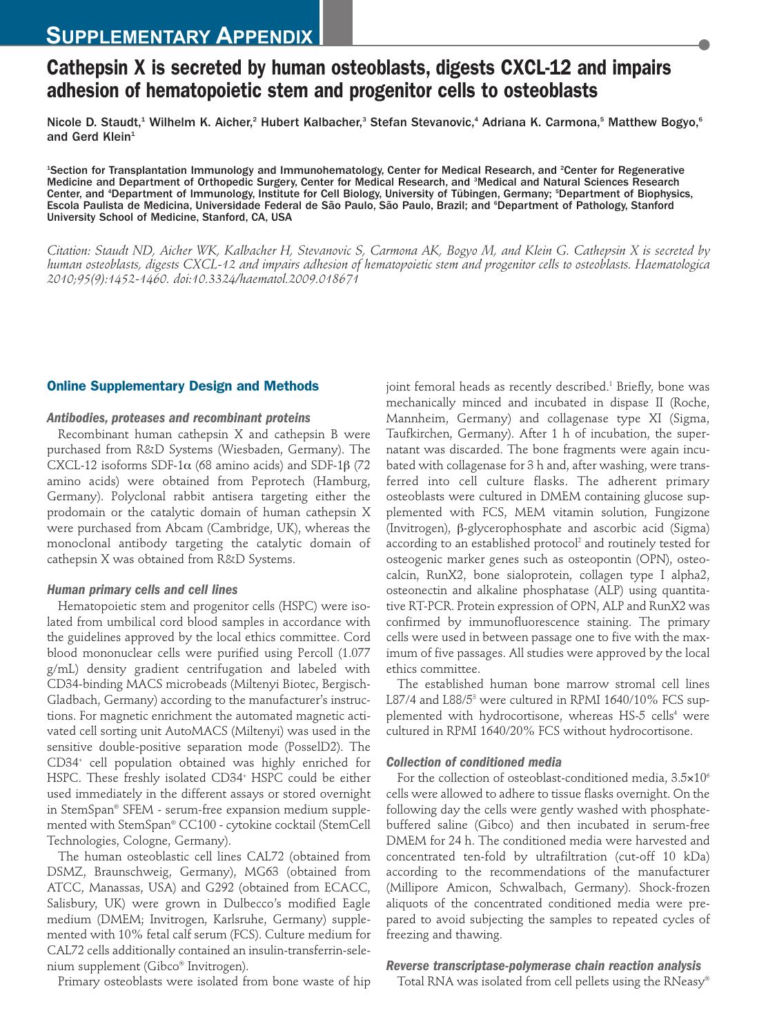# Supplementary Appendix

## Cathepsin X is secreted by human osteoblasts, digests CXCL-12 and impairs adhesion of hematopoietic stem and progenitor cells to osteoblasts

Nicole D. Staudt,[1] Wilhelm K. Aicher,[2] Hubert Kalbacher,[3] Stefan Stevanovic,[4] Adriana K. Carmona,[5] Matthew Bogyo,[6] and Gerd Klein[1]

[1]Section for Transplantation Immunology and Immunohematology, Center for Medical Research, and [2]Center for Regenerative Medicine and Department of Orthopedic Surgery, Center for Medical Research, and [3]Medical and Natural Sciences Research Center, and [4]Department of Immunology, Institute for Cell Biology, University of Tübingen, Germany; [5]Department of Biophysics, Escola Paulista de Medicina, Universidade Federal de São Paulo, São Paulo, Brazil; and [6]Department of Pathology, Stanford University School of Medicine, Stanford, CA, USA

*Citation: Staudt ND, Aicher WK, Kalbacher H, Stevanovic S, Carmona AK, Bogyo M, and Klein G. Cathepsin X is secreted by human osteoblasts, digests CXCL-12 and impairs adhesion of hematopoietic stem and progenitor cells to osteoblasts. Haematologica 2010;95(9):1452-1460. doi:10.3324/haematol.2009.018671*

## Online Supplementary Design and Methods

### *Antibodies, proteases and recombinant proteins*

Recombinant human cathepsin X and cathepsin B were purchased from R&D Systems (Wiesbaden, Germany). The CXCL-12 isoforms SDF-1α (68 amino acids) and SDF-1β (72 amino acids) were obtained from Peprotech (Hamburg, Germany). Polyclonal rabbit antisera targeting either the prodomain or the catalytic domain of human cathepsin X were purchased from Abcam (Cambridge, UK), whereas the monoclonal antibody targeting the catalytic domain of cathepsin X was obtained from R&D Systems.

### *Human primary cells and cell lines*

Hematopoietic stem and progenitor cells (HSPC) were isolated from umbilical cord blood samples in accordance with the guidelines approved by the local ethics committee. Cord blood mononuclear cells were purified using Percoll (1.077 g/mL) density gradient centrifugation and labeled with CD34-binding MACS microbeads (Miltenyi Biotec, Bergisch-Gladbach, Germany) according to the manufacturer's instructions. For magnetic enrichment the automated magnetic activated cell sorting unit AutoMACS (Miltenyi) was used in the sensitive double-positive separation mode (PosselD2). The CD34$^+$ cell population obtained was highly enriched for HSPC. These freshly isolated CD34$^+$ HSPC could be either used immediately in the different assays or stored overnight in StemSpan® SFEM - serum-free expansion medium supplemented with StemSpan® CC100 - cytokine cocktail (StemCell Technologies, Cologne, Germany).

The human osteoblastic cell lines CAL72 (obtained from DSMZ, Braunschweig, Germany), MG63 (obtained from ATCC, Manassas, USA) and G292 (obtained from ECACC, Salisbury, UK) were grown in Dulbecco's modified Eagle medium (DMEM; Invitrogen, Karlsruhe, Germany) supplemented with 10% fetal calf serum (FCS). Culture medium for CAL72 cells additionally contained an insulin-transferrin-selenium supplement (Gibco® Invitrogen).

Primary osteoblasts were isolated from bone waste of hip joint femoral heads as recently described.[1] Briefly, bone was mechanically minced and incubated in dispase II (Roche, Mannheim, Germany) and collagenase type XI (Sigma, Taufkirchen, Germany). After 1 h of incubation, the supernatant was discarded. The bone fragments were again incubated with collagenase for 3 h and, after washing, were transferred into cell culture flasks. The adherent primary osteoblasts were cultured in DMEM containing glucose supplemented with FCS, MEM vitamin solution, Fungizone (Invitrogen), β-glycerophosphate and ascorbic acid (Sigma) according to an established protocol[2] and routinely tested for osteogenic marker genes such as osteopontin (OPN), osteocalcin, RunX2, bone sialoprotein, collagen type I alpha2, osteonectin and alkaline phosphatase (ALP) using quantitative RT-PCR. Protein expression of OPN, ALP and RunX2 was confirmed by immunofluorescence staining. The primary cells were used in between passage one to five with the maximum of five passages. All studies were approved by the local ethics committee.

The established human bone marrow stromal cell lines L87/4 and L88/5[3] were cultured in RPMI 1640/10% FCS supplemented with hydrocortisone, whereas HS-5 cells[4] were cultured in RPMI 1640/20% FCS without hydrocortisone.

### *Collection of conditioned media*

For the collection of osteoblast-conditioned media, $3.5 \times 10^6$ cells were allowed to adhere to tissue flasks overnight. On the following day the cells were gently washed with phosphate-buffered saline (Gibco) and then incubated in serum-free DMEM for 24 h. The conditioned media were harvested and concentrated ten-fold by ultrafiltration (cut-off 10 kDa) according to the recommendations of the manufacturer (Millipore Amicon, Schwalbach, Germany). Shock-frozen aliquots of the concentrated conditioned media were prepared to avoid subjecting the samples to repeated cycles of freezing and thawing.

### *Reverse transcriptase-polymerase chain reaction analysis*

Total RNA was isolated from cell pellets using the RNeasy®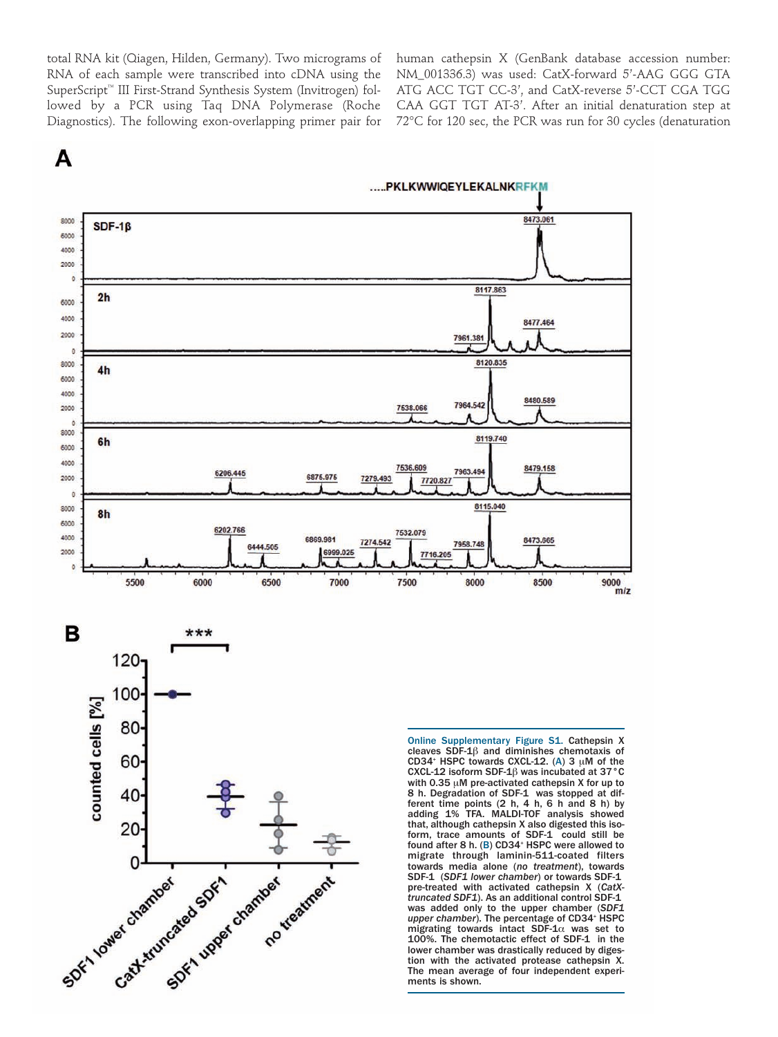total RNA kit (Qiagen, Hilden, Germany). Two micrograms of RNA of each sample were transcribed into cDNA using the SuperScript™ III First-Strand Synthesis System (Invitrogen) followed by a PCR using Taq DNA Polymerase (Roche Diagnostics). The following exon-overlapping primer pair for human cathepsin X (GenBank database accession number: NM_001336.3) was used: CatX-forward 5'-AAG GGG GTA ATG ACC TGT CC-3', and CatX-reverse 5'-CCT CGA TGG CAA GGT TGT AT-3'. After an initial denaturation step at 72°C for 120 sec, the PCR was run for 30 cycles (denaturation

**Online Supplementary Figure S1.** Cathepsin X cleaves SDF-1β and diminishes chemotaxis of $CD34^+$ HSPC towards CXCL-12. (A) 3 μM of the CXCL-12 isoform SDF-1β was incubated at 37°C with 0.35 μM pre-activated cathepsin X for up to 8 h. Degradation of SDF-1 was stopped at different time points (2 h, 4 h, 6 h and 8 h) by adding 1% TFA. MALDI-TOF analysis showed that, although cathepsin X also digested this isoform, trace amounts of SDF-1 could still be found after 8 h. (B) $CD34^+$ HSPC were allowed to migrate through laminin-511-coated filters towards media alone (*no treatment*), towards SDF-1 (*SDF1 lower chamber*) or towards SDF-1 pre-treated with activated cathepsin X (*CatX-truncated SDF1*). As an additional control SDF-1 was added only to the upper chamber (*SDF1 upper chamber*). The percentage of $CD34^+$ HSPC migrating towards intact SDF-1α was set to 100%. The chemotactic effect of SDF-1 in the lower chamber was drastically reduced by digestion with the activated protease cathepsin X. The mean average of four independent experiments is shown.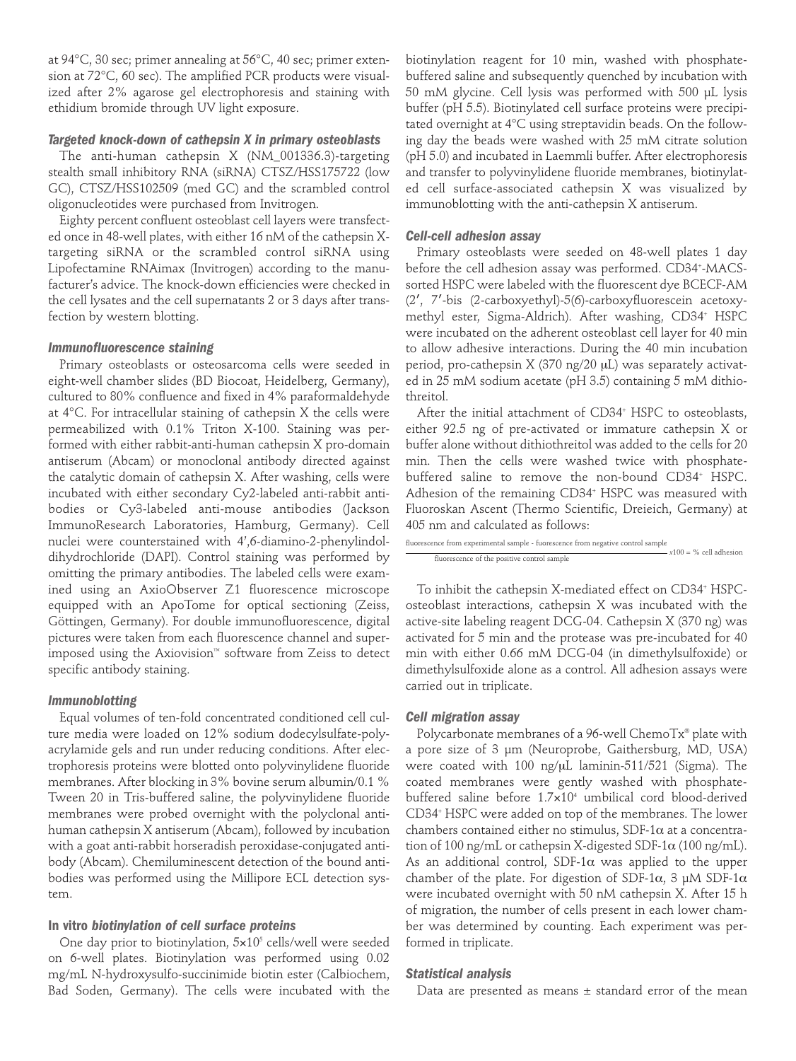at 94°C, 30 sec; primer annealing at 56°C, 40 sec; primer extension at 72°C, 60 sec). The amplified PCR products were visualized after 2% agarose gel electrophoresis and staining with ethidium bromide through UV light exposure.

### *Targeted knock-down of cathepsin X in primary osteoblasts*

The anti-human cathepsin X (NM_001336.3)-targeting stealth small inhibitory RNA (siRNA) CTSZ/HSS175722 (low GC), CTSZ/HSS102509 (med GC) and the scrambled control oligonucleotides were purchased from Invitrogen.

Eighty percent confluent osteoblast cell layers were transfected once in 48-well plates, with either 16 nM of the cathepsin X-targeting siRNA or the scrambled control siRNA using Lipofectamine RNAimax (Invitrogen) according to the manufacturer's advice. The knock-down efficiencies were checked in the cell lysates and the cell supernatants 2 or 3 days after transfection by western blotting.

### *Immunofluorescence staining*

Primary osteoblasts or osteosarcoma cells were seeded in eight-well chamber slides (BD Biocoat, Heidelberg, Germany), cultured to 80% confluence and fixed in 4% paraformaldehyde at 4°C. For intracellular staining of cathepsin X the cells were permeabilized with 0.1% Triton X-100. Staining was performed with either rabbit-anti-human cathepsin X pro-domain antiserum (Abcam) or monoclonal antibody directed against the catalytic domain of cathepsin X. After washing, cells were incubated with either secondary Cy2-labeled anti-rabbit antibodies or Cy3-labeled anti-mouse antibodies (Jackson ImmunoResearch Laboratories, Hamburg, Germany). Cell nuclei were counterstained with 4',6-diamino-2-phenylindoldihydrochloride (DAPI). Control staining was performed by omitting the primary antibodies. The labeled cells were examined using an AxioObserver Z1 fluorescence microscope equipped with an ApoTome for optical sectioning (Zeiss, Göttingen, Germany). For double immunofluorescence, digital pictures were taken from each fluorescence channel and superimposed using the Axiovision™ software from Zeiss to detect specific antibody staining.

### *Immunoblotting*

Equal volumes of ten-fold concentrated conditioned cell culture media were loaded on 12% sodium dodecylsulfate-polyacrylamide gels and run under reducing conditions. After electrophoresis proteins were blotted onto polyvinylidene fluoride membranes. After blocking in 3% bovine serum albumin/0.1 % Tween 20 in Tris-buffered saline, the polyvinylidene fluoride membranes were probed overnight with the polyclonal anti-human cathepsin X antiserum (Abcam), followed by incubation with a goat anti-rabbit horseradish peroxidase-conjugated antibody (Abcam). Chemiluminescent detection of the bound antibodies was performed using the Millipore ECL detection system.

### **In vitro** *biotinylation of cell surface proteins*

One day prior to biotinylation, $5\times10^5$ cells/well were seeded on 6-well plates. Biotinylation was performed using 0.02 mg/mL N-hydroxysulfo-succinimide biotin ester (Calbiochem, Bad Soden, Germany). The cells were incubated with the biotinylation reagent for 10 min, washed with phosphate-buffered saline and subsequently quenched by incubation with 50 mM glycine. Cell lysis was performed with 500 μL lysis buffer (pH 5.5). Biotinylated cell surface proteins were precipitated overnight at 4°C using streptavidin beads. On the following day the beads were washed with 25 mM citrate solution (pH 5.0) and incubated in Laemmli buffer. After electrophoresis and transfer to polyvinylidene fluoride membranes, biotinylated cell surface-associated cathepsin X was visualized by immunoblotting with the anti-cathepsin X antiserum.

### *Cell-cell adhesion assay*

Primary osteoblasts were seeded on 48-well plates 1 day before the cell adhesion assay was performed. CD34[+]-MACS-sorted HSPC were labeled with the fluorescent dye BCECF-AM (2′, 7′-bis (2-carboxyethyl)-5(6)-carboxyfluorescein acetoxymethyl ester, Sigma-Aldrich). After washing, CD34[+] HSPC were incubated on the adherent osteoblast cell layer for 40 min to allow adhesive interactions. During the 40 min incubation period, pro-cathepsin X (370 ng/20 μL) was separately activated in 25 mM sodium acetate (pH 3.5) containing 5 mM dithiothreitol.

After the initial attachment of CD34[+] HSPC to osteoblasts, either 92.5 ng of pre-activated or immature cathepsin X or buffer alone without dithiothreitol was added to the cells for 20 min. Then the cells were washed twice with phosphate-buffered saline to remove the non-bound CD34[+] HSPC. Adhesion of the remaining CD34[+] HSPC was measured with Fluoroskan Ascent (Thermo Scientific, Dreieich, Germany) at 405 nm and calculated as follows:

$$\frac{\text{fluorescence from experimental sample - fuorescence from negative control sample}}{\text{fluorescence of the positive control sample}} x100 = \%\ \text{cell adhesion}$$

To inhibit the cathepsin X-mediated effect on CD34[+] HSPC-osteoblast interactions, cathepsin X was incubated with the active-site labeling reagent DCG-04. Cathepsin X (370 ng) was activated for 5 min and the protease was pre-incubated for 40 min with either 0.66 mM DCG-04 (in dimethylsulfoxide) or dimethylsulfoxide alone as a control. All adhesion assays were carried out in triplicate.

### *Cell migration assay*

Polycarbonate membranes of a 96-well ChemoTx® plate with a pore size of 3 μm (Neuroprobe, Gaithersburg, MD, USA) were coated with 100 ng/μL laminin-511/521 (Sigma). The coated membranes were gently washed with phosphate-buffered saline before $1.7\times10^4$ umbilical cord blood-derived CD34[+] HSPC were added on top of the membranes. The lower chambers contained either no stimulus, SDF-1α at a concentration of 100 ng/mL or cathepsin X-digested SDF-1α (100 ng/mL). As an additional control, SDF-1α was applied to the upper chamber of the plate. For digestion of SDF-1α, 3 μM SDF-1α were incubated overnight with 50 nM cathepsin X. After 15 h of migration, the number of cells present in each lower chamber was determined by counting. Each experiment was performed in triplicate.

### *Statistical analysis*

Data are presented as means ± standard error of the mean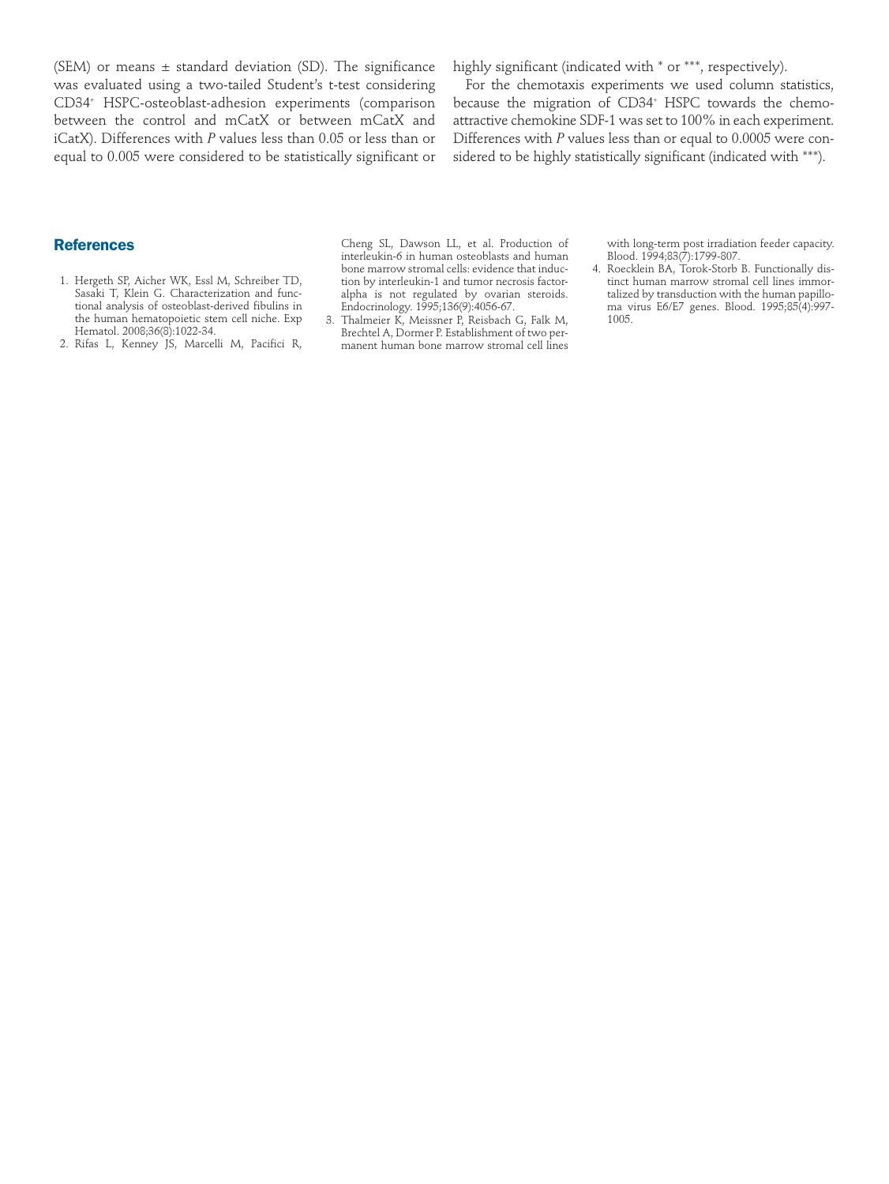(SEM) or means ± standard deviation (SD). The significance was evaluated using a two-tailed Student's t-test considering CD34$^+$ HSPC-osteoblast-adhesion experiments (comparison between the control and mCatX or between mCatX and iCatX). Differences with *P* values less than 0.05 or less than or equal to 0.005 were considered to be statistically significant or highly significant (indicated with * or ***, respectively).

For the chemotaxis experiments we used column statistics, because the migration of CD34$^+$ HSPC towards the chemoattractive chemokine SDF-1 was set to 100% in each experiment. Differences with *P* values less than or equal to 0.0005 were considered to be highly statistically significant (indicated with ***).

## References

1. Hergeth SP, Aicher WK, Essl M, Schreiber TD, Sasaki T, Klein G. Characterization and functional analysis of osteoblast-derived fibulins in the human hematopoietic stem cell niche. Exp Hematol. 2008;36(8):1022-34.
2. Rifas L, Kenney JS, Marcelli M, Pacifici R, Cheng SL, Dawson LL, et al. Production of interleukin-6 in human osteoblasts and human bone marrow stromal cells: evidence that induction by interleukin-1 and tumor necrosis factor-alpha is not regulated by ovarian steroids. Endocrinology. 1995;136(9):4056-67.
3. Thalmeier K, Meissner P, Reisbach G, Falk M, Brechtel A, Dormer P. Establishment of two permanent human bone marrow stromal cell lines with long-term post irradiation feeder capacity. Blood. 1994;83(7):1799-807.
4. Roecklein BA, Torok-Storb B. Functionally distinct human marrow stromal cell lines immortalized by transduction with the human papilloma virus E6/E7 genes. Blood. 1995;85(4):997-1005.